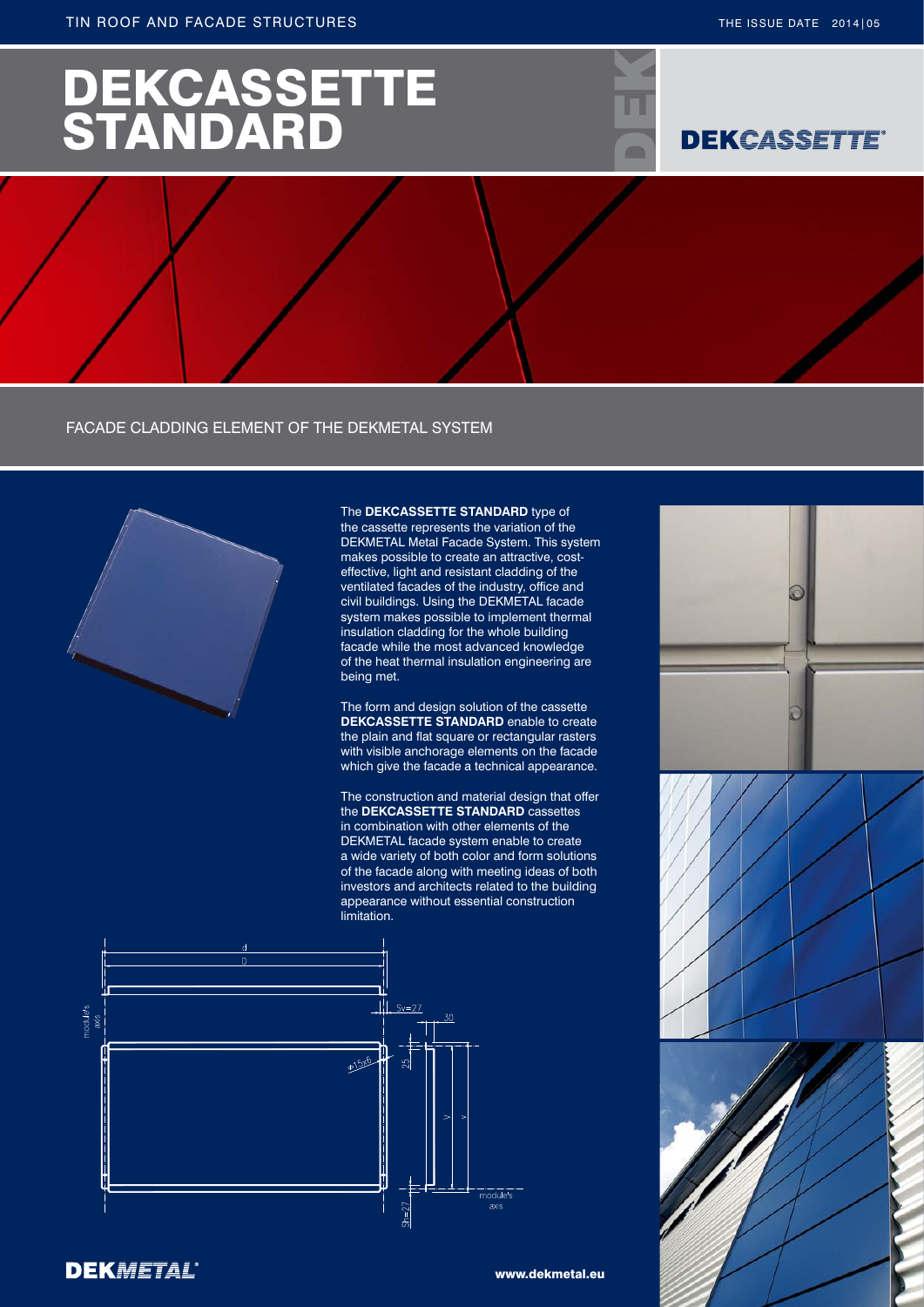# DEKCASSETTE STANDARD

## FACADE CLADDING ELEMENT OF THE DEKMETAL SYSTEM

The **DEKCASSETTE STANDARD** type of the cassette represents the variation of the DEKMETAL Metal Facade System. This system makes possible to create an attractive, cost-effective, light and resistant cladding of the ventilated facades of the industry, office and civil buildings. Using the DEKMETAL facade system makes possible to implement thermal insulation cladding for the whole building facade while the most advanced knowledge of the heat thermal insulation engineering are being met.

The form and design solution of the cassette **DEKCASSETTE STANDARD** enable to create the plain and flat square or rectangular rasters with visible anchorage elements on the facade which give the facade a technical appearance.

The construction and material design that offer the **DEKCASSETTE STANDARD** cassettes in combination with other elements of the DEKMETAL facade system enable to create a wide variety of both color and form solutions of the facade along with meeting ideas of both investors and architects related to the building appearance without essential construction limitation.

www.dekmetal.eu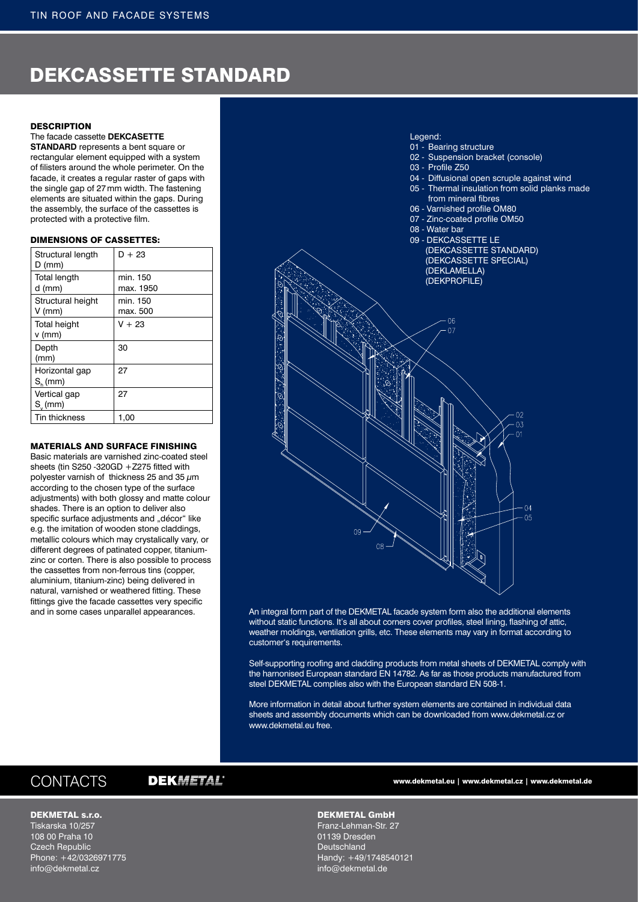# DEKCASSETTE STANDARD

### DESCRIPTION

The facade cassette **DEKCASETTE STANDARD** represents a bent square or rectangular element equipped with a system of filisters around the whole perimeter. On the facade, it creates a regular raster of gaps with the single gap of 27 mm width. The fastening elements are situated within the gaps. During the assembly, the surface of the cassettes is protected with a protective film.

### DIMENSIONS OF CASSETTES:

| | |
|---|---|
| Structural length D (mm) | D + 23 |
| Total length d (mm) | min. 150 max. 1950 |
| Structural height V (mm) | min. 150 max. 500 |
| Total height v (mm) | V + 23 |
| Depth (mm) | 30 |
| Horizontal gap $S_h$ (mm) | 27 |
| Vertical gap $S_v$ (mm) | 27 |
| Tin thickness | 1,00 |

### MATERIALS AND SURFACE FINISHING

Basic materials are varnished zinc-coated steel sheets (tin S250 -320GD +Z275 fitted with polyester varnish of thickness 25 and 35 $\mu$m according to the chosen type of the surface adjustments) with both glossy and matte colour shades. There is an option to deliver also specific surface adjustments and „décor“ like e.g. the imitation of wooden stone claddings, metallic colours which may crystalically vary, or different degrees of patinated copper, titanium-zinc or corten. There is also possible to process the cassettes from non-ferrous tins (copper, aluminium, titanium-zinc) being delivered in natural, varnished or weathered fitting. These fittings give the facade cassettes very specific and in some cases unparallel appearances.

Legend:
01 - Bearing structure
02 - Suspension bracket (console)
03 - Profile Z50
04 - Diffusional open scruple against wind
05 - Thermal insulation from solid planks made from mineral fibres
06 - Varnished profile OM80
07 - Zinc-coated profile OM50
08 - Water bar
09 - DEKCASSETTE LE
(DEKCASSETTE STANDARD)
(DEKCASSETTE SPECIAL)
(DEKLAMELLA)
(DEKPROFILE)

06
07
02
03
01
04
05
09
08

An integral form part of the DEKMETAL facade system form also the additional elements without static functions. It's all about corners cover profiles, steel lining, flashing of attic, weather moldings, ventilation grills, etc. These elements may vary in format according to customer's requirements.

Self-supporting roofing and cladding products from metal sheets of DEKMETAL comply with the harnonised European standard EN 14782. As far as those products manufactured from steel DEKMETAL complies also with the European standard EN 508-1.

More information in detail about further system elements are contained in individual data sheets and assembly documents which can be downloaded from www.dekmetal.cz or www.dekmetal.eu free.

## CONTACTS

DEKMETAL

www.dekmetal.eu | www.dekmetal.cz | www.dekmetal.de

**DEKMETAL s.r.o.**
Tiskarska 10/257
108 00 Praha 10
Czech Republic
Phone: +42/0326971775
info@dekmetal.cz

**DEKMETAL GmbH**
Franz-Lehman-Str. 27
01139 Dresden
Deutschland
Handy: +49/1748540121
info@dekmetal.de